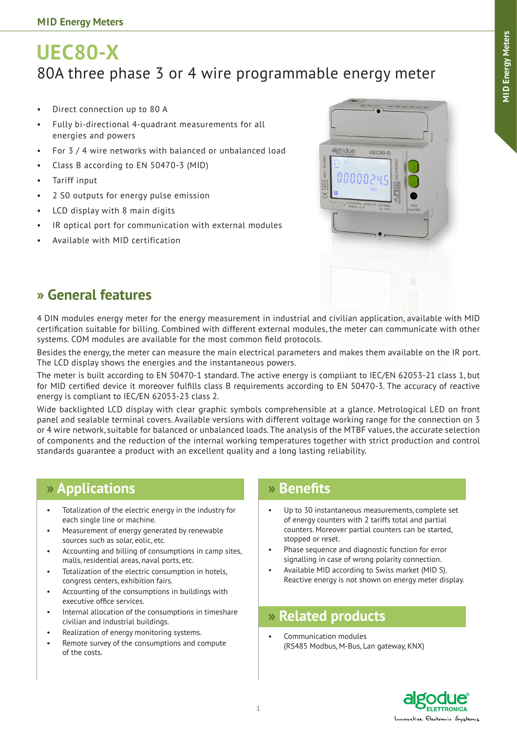# UEC80-X

## 80A three phase 3 or 4 wire programmable energy meter

- Direct connection up to 80 A
- Fully bi-directional 4-quadrant measurements for all energies and powers
- For 3 / 4 wire networks with balanced or unbalanced load
- Class B according to EN 50470-3 (MID)
- Tariff input
- 2 S0 outputs for energy pulse emission
- LCD display with 8 main digits
- IR optical port for communication with external modules
- Available with MID certification

## » General features

4 DIN modules energy meter for the energy measurement in industrial and civilian application, available with MID certification suitable for billing. Combined with different external modules, the meter can communicate with other systems. COM modules are available for the most common field protocols.

Besides the energy, the meter can measure the main electrical parameters and makes them available on the IR port. The LCD display shows the energies and the instantaneous powers.

The meter is built according to EN 50470-1 standard. The active energy is compliant to IEC/EN 62053-21 class 1, but for MID certified device it moreover fulfills class B requirements according to EN 50470-3. The accuracy of reactive energy is compliant to IEC/EN 62053-23 class 2.

Wide backlighted LCD display with clear graphic symbols comprehensible at a glance. Metrological LED on front panel and sealable terminal covers. Available versions with different voltage working range for the connection on 3 or 4 wire network, suitable for balanced or unbalanced loads. The analysis of the MTBF values, the accurate selection of components and the reduction of the internal working temperatures together with strict production and control standards guarantee a product with an excellent quality and a long lasting reliability.

## » Applications

- Totalization of the electric energy in the industry for each single line or machine.
- Measurement of energy generated by renewable sources such as solar, eolic, etc.
- Accounting and billing of consumptions in camp sites, malls, residential areas, naval ports, etc.
- Totalization of the electric consumption in hotels, congress centers, exhibition fairs.
- Accounting of the consumptions in buildings with executive office services.
- Internal allocation of the consumptions in timeshare civilian and industrial buildings.
- Realization of energy monitoring systems.
- Remote survey of the consumptions and compute of the costs.

## » Benefits

- Up to 30 instantaneous measurements, complete set of energy counters with 2 tariffs total and partial counters. Moreover partial counters can be started, stopped or reset.
- Phase sequence and diagnostic function for error signalling in case of wrong polarity connection.
- Available MID according to Swiss market (MID S). Reactive energy is not shown on energy meter display.

## » Related products

- Communication modules (RS485 Modbus, M-Bus, Lan gateway, KNX)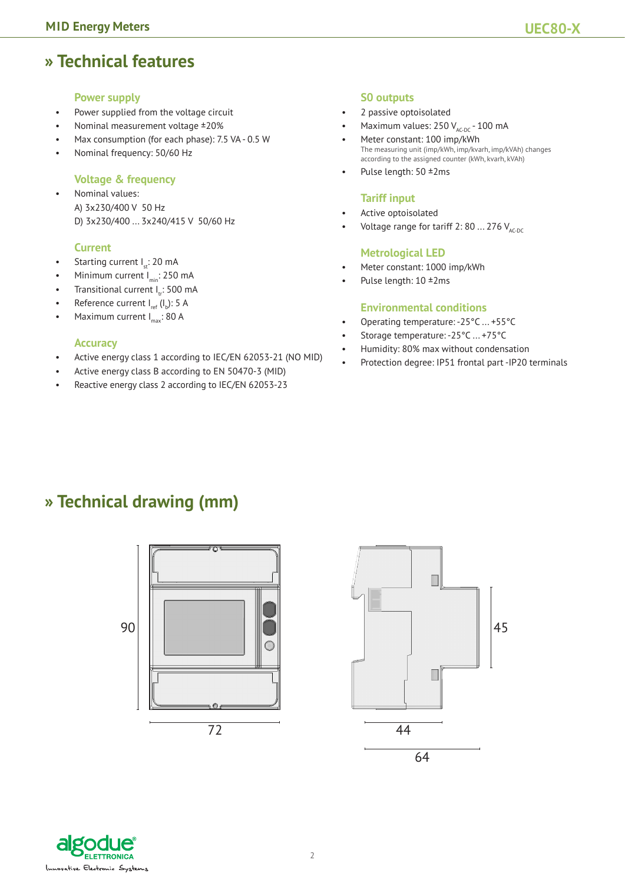# » Technical features

### Power supply

- Power supplied from the voltage circuit
- Nominal measurement voltage ±20%
- Max consumption (for each phase): 7.5 VA - 0.5 W
- Nominal frequency: 50/60 Hz

### Voltage & frequency

- Nominal values:
  A) 3x230/400 V  50 Hz
  D) 3x230/400 ... 3x240/415 V  50/60 Hz

### Current

- Starting current $I_{st}$: 20 mA
- Minimum current $I_{min}$: 250 mA
- Transitional current $I_{tr}$: 500 mA
- Reference current $I_{ref}$ ($I_b$): 5 A
- Maximum current $I_{max}$: 80 A

### Accuracy

- Active energy class 1 according to IEC/EN 62053-21 (NO MID)
- Active energy class B according to EN 50470-3 (MID)
- Reactive energy class 2 according to IEC/EN 62053-23

### S0 outputs

- 2 passive optoisolated
- Maximum values: 250 $V_{AC-DC}$ - 100 mA
- Meter constant: 100 imp/kWh
  The measuring unit (imp/kWh, imp/kvarh, imp/kVAh) changes according to the assigned counter (kWh, kvarh, kVAh)
- Pulse length: 50 ±2ms

### Tariff input

- Active optoisolated
- Voltage range for tariff 2: 80 ... 276 $V_{AC-DC}$

### Metrological LED

- Meter constant: 1000 imp/kWh
- Pulse length: 10 ±2ms

### Environmental conditions

- Operating temperature: -25°C ... +55°C
- Storage temperature: -25°C ... +75°C
- Humidity: 80% max without condensation
- Protection degree: IP51 frontal part -IP20 terminals

# » Technical drawing (mm)

90

72

45

44

64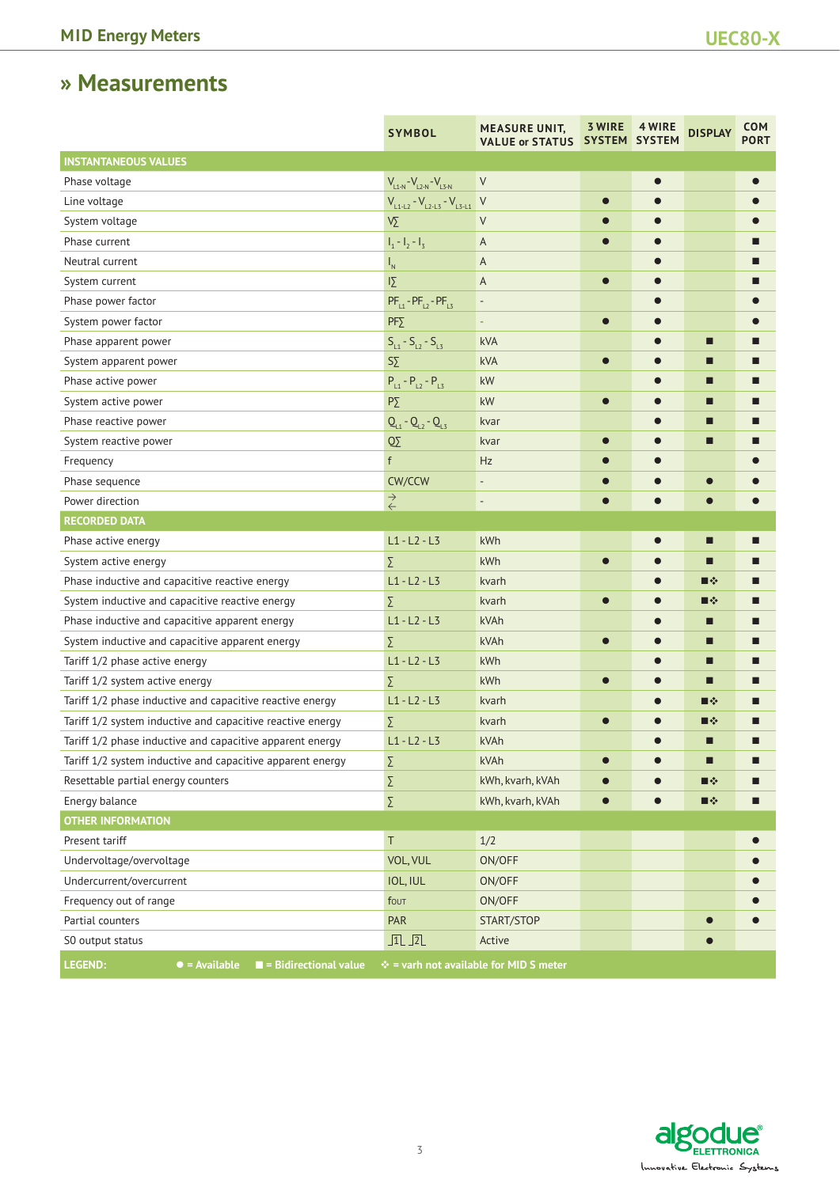## » Measurements

| | SYMBOL | MEASURE UNIT, VALUE or STATUS | 3 WIRE SYSTEM | 4 WIRE SYSTEM | DISPLAY | COM PORT |
|---|---|---|---|---|---|---|
| **INSTANTANEOUS VALUES** | | | | | | |
| Phase voltage | $V_{L1-N}$-$V_{L2-N}$-$V_{L3-N}$ | V | | ● | | ● |
| Line voltage | $V_{L1-L2}$ - $V_{L2-L3}$ - $V_{L3-L1}$ | V | ● | ● | | ● |
| System voltage | V∑ | V | ● | ● | | ● |
| Phase current | $I_1$ - $I_2$ - $I_3$ | A | ● | ● | | ■ |
| Neutral current | $I_N$ | A | | ● | | ■ |
| System current | I∑ | A | ● | ● | | ■ |
| Phase power factor | $PF_{L1}$ - $PF_{L2}$ - $PF_{L3}$ | - | | ● | | ● |
| System power factor | PF∑ | - | ● | ● | | ● |
| Phase apparent power | $S_{L1}$ - $S_{L2}$ - $S_{L3}$ | kVA | | ● | ■ | ■ |
| System apparent power | S∑ | kVA | ● | ● | ■ | ■ |
| Phase active power | $P_{L1}$ - $P_{L2}$ - $P_{L3}$ | kW | | ● | ■ | ■ |
| System active power | P∑ | kW | ● | ● | ■ | ■ |
| Phase reactive power | $Q_{L1}$ - $Q_{L2}$ - $Q_{L3}$ | kvar | | ● | ■ | ■ |
| System reactive power | Q∑ | kvar | ● | ● | ■ | ■ |
| Frequency | f | Hz | ● | ● | | ● |
| Phase sequence | CW/CCW | - | ● | ● | ● | ● |
| Power direction | →← | - | ● | ● | ● | ● |
| **RECORDED DATA** | | | | | | |
| Phase active energy | L1 - L2 - L3 | kWh | | ● | ■ | ■ |
| System active energy | ∑ | kWh | ● | ● | ■ | ■ |
| Phase inductive and capacitive reactive energy | L1 - L2 - L3 | kvarh | | ● | ■❖ | ■ |
| System inductive and capacitive reactive energy | ∑ | kvarh | ● | ● | ■❖ | ■ |
| Phase inductive and capacitive apparent energy | L1 - L2 - L3 | kVAh | | ● | ■ | ■ |
| System inductive and capacitive apparent energy | ∑ | kVAh | ● | ● | ■ | ■ |
| Tariff 1/2 phase active energy | L1 - L2 - L3 | kWh | | ● | ■ | ■ |
| Tariff 1/2 system active energy | ∑ | kWh | ● | ● | ■ | ■ |
| Tariff 1/2 phase inductive and capacitive reactive energy | L1 - L2 - L3 | kvarh | | ● | ■❖ | ■ |
| Tariff 1/2 system inductive and capacitive reactive energy | ∑ | kvarh | ● | ● | ■❖ | ■ |
| Tariff 1/2 phase inductive and capacitive apparent energy | L1 - L2 - L3 | kVAh | | ● | ■ | ■ |
| Tariff 1/2 system inductive and capacitive apparent energy | ∑ | kVAh | ● | ● | ■ | ■ |
| Resettable partial energy counters | ∑ | kWh, kvarh, kVAh | ● | ● | ■❖ | ■ |
| Energy balance | ∑ | kWh, kvarh, kVAh | ● | ● | ■❖ | ■ |
| **OTHER INFORMATION** | | | | | | |
| Present tariff | T | 1/2 | | | | ● |
| Undervoltage/overvoltage | VOL, VUL | ON/OFF | | | | ● |
| Undercurrent/overcurrent | IOL, IUL | ON/OFF | | | | ● |
| Frequency out of range | fOUT | ON/OFF | | | | ● |
| Partial counters | PAR | START/STOP | | | ● | ● |
| S0 output status | 1 2 | Active | | | ● | |

**LEGEND:** ● = Available ■ = Bidirectional value ❖ = varh not available for MID S meter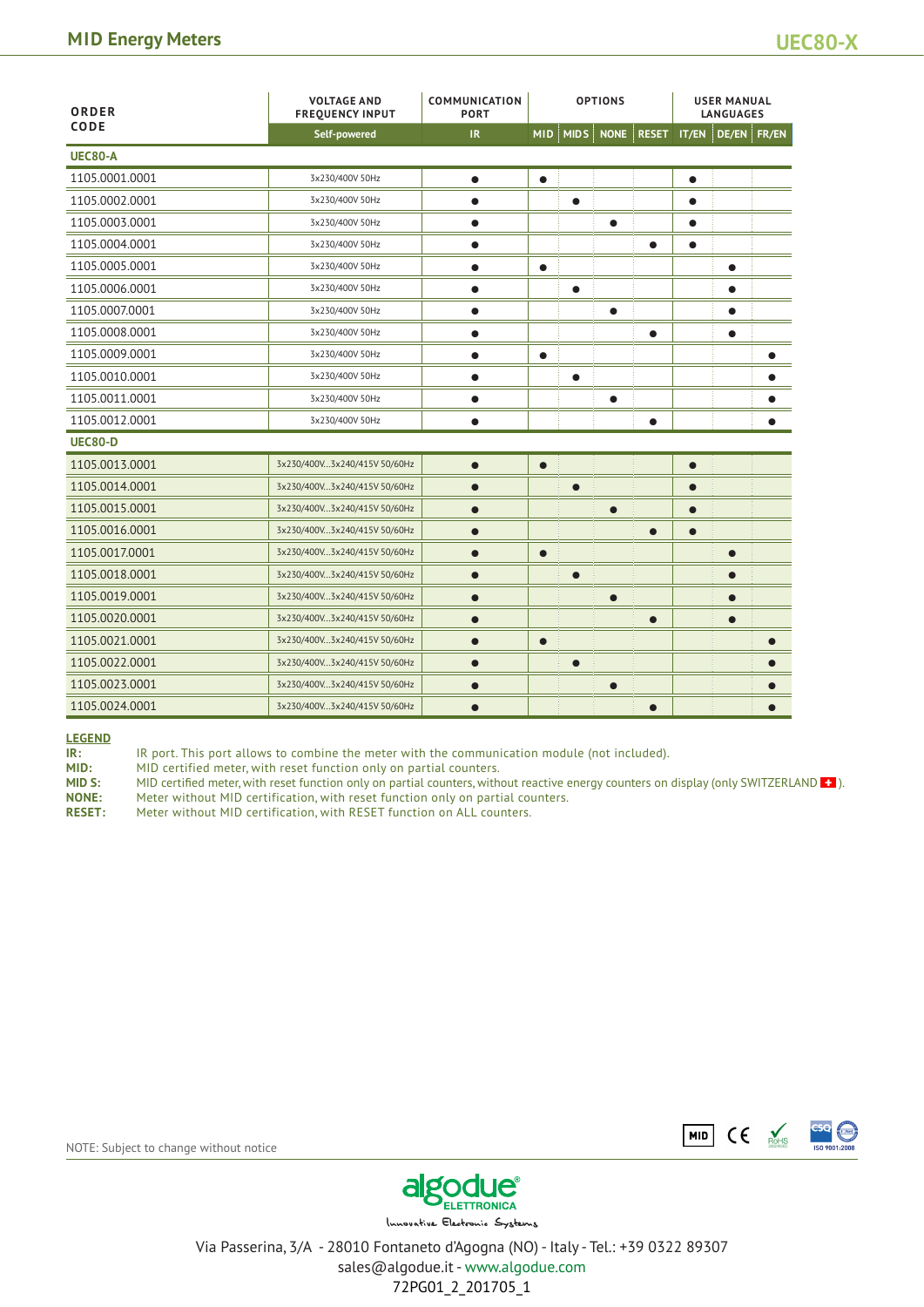## MID Energy Meters

# UEC80-X

| ORDER CODE | VOLTAGE AND FREQUENCY INPUT | COMMUNICATION PORT | OPTIONS | | | | USER MANUAL LANGUAGES | | |
|---|---|---|---|---|---|---|---|---|---|
| | Self-powered | IR | MID | MID S | NONE | RESET | IT/EN | DE/EN | FR/EN |
| **UEC80-A** | | | | | | | | | |
| 1105.0001.0001 | 3x230/400V 50Hz | ● | ● | | | | ● | | |
| 1105.0002.0001 | 3x230/400V 50Hz | ● | | ● | | | ● | | |
| 1105.0003.0001 | 3x230/400V 50Hz | ● | | | ● | | ● | | |
| 1105.0004.0001 | 3x230/400V 50Hz | ● | | | | ● | ● | | |
| 1105.0005.0001 | 3x230/400V 50Hz | ● | ● | | | | | ● | |
| 1105.0006.0001 | 3x230/400V 50Hz | ● | | ● | | | | ● | |
| 1105.0007.0001 | 3x230/400V 50Hz | ● | | | ● | | | ● | |
| 1105.0008.0001 | 3x230/400V 50Hz | ● | | | | ● | | ● | |
| 1105.0009.0001 | 3x230/400V 50Hz | ● | ● | | | | | | ● |
| 1105.0010.0001 | 3x230/400V 50Hz | ● | | ● | | | | | ● |
| 1105.0011.0001 | 3x230/400V 50Hz | ● | | | ● | | | | ● |
| 1105.0012.0001 | 3x230/400V 50Hz | ● | | | | ● | | | ● |
| **UEC80-D** | | | | | | | | | |
| 1105.0013.0001 | 3x230/400V...3x240/415V 50/60Hz | ● | ● | | | | ● | | |
| 1105.0014.0001 | 3x230/400V...3x240/415V 50/60Hz | ● | | ● | | | ● | | |
| 1105.0015.0001 | 3x230/400V...3x240/415V 50/60Hz | ● | | | ● | | ● | | |
| 1105.0016.0001 | 3x230/400V...3x240/415V 50/60Hz | ● | | | | ● | ● | | |
| 1105.0017.0001 | 3x230/400V...3x240/415V 50/60Hz | ● | ● | | | | | ● | |
| 1105.0018.0001 | 3x230/400V...3x240/415V 50/60Hz | ● | | ● | | | | ● | |
| 1105.0019.0001 | 3x230/400V...3x240/415V 50/60Hz | ● | | | ● | | | ● | |
| 1105.0020.0001 | 3x230/400V...3x240/415V 50/60Hz | ● | | | | ● | | ● | |
| 1105.0021.0001 | 3x230/400V...3x240/415V 50/60Hz | ● | ● | | | | | | ● |
| 1105.0022.0001 | 3x230/400V...3x240/415V 50/60Hz | ● | | ● | | | | | ● |
| 1105.0023.0001 | 3x230/400V...3x240/415V 50/60Hz | ● | | | ● | | | | ● |
| 1105.0024.0001 | 3x230/400V...3x240/415V 50/60Hz | ● | | | | ● | | | ● |

**LEGEND**

**IR:** IR port. This port allows to combine the meter with the communication module (not included).
**MID:** MID certified meter, with reset function only on partial counters.
**MID S:** MID certified meter, with reset function only on partial counters, without reactive energy counters on display (only SWITZERLAND).
**NONE:** Meter without MID certification, with reset function only on partial counters.
**RESET:** Meter without MID certification, with RESET function on ALL counters.

NOTE: Subject to change without notice

algodue ELETTRONICA
Innovative Electronic Systems

Via Passerina, 3/A - 28010 Fontaneto d'Agogna (NO) - Italy - Tel.: +39 0322 89307
sales@algodue.it - www.algodue.com
72PG01_2_201705_1